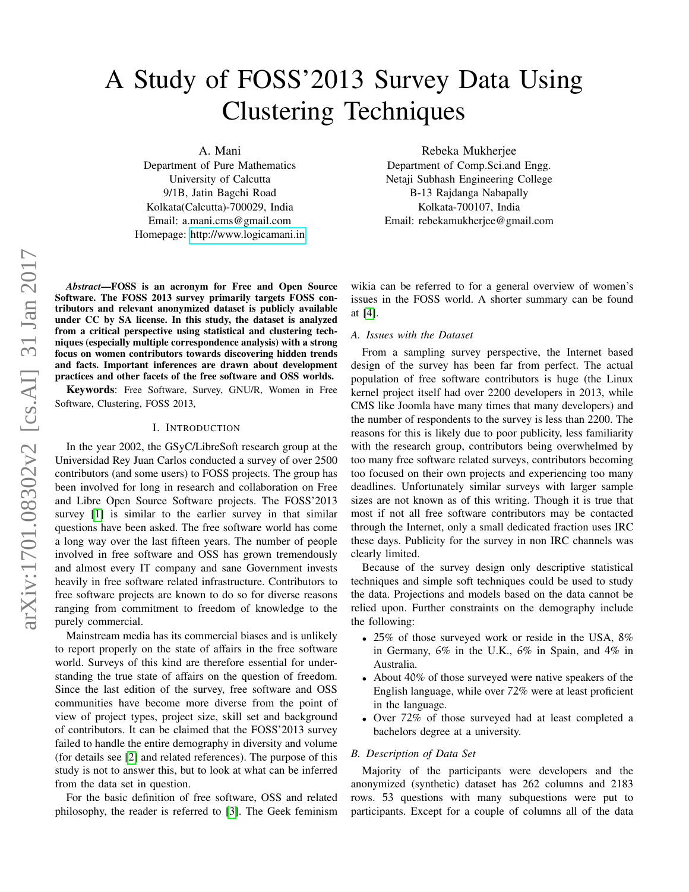# A Study of FOSS'2013 Survey Data Using Clustering Techniques

A. Mani
Department of Pure Mathematics
University of Calcutta
9/1B, Jatin Bagchi Road
Kolkata(Calcutta)-700029, India
Email: a.mani.cms@gmail.com
Homepage: http://www.logicamani.in

Rebeka Mukherjee
Department of Comp.Sci.and Engg.
Netaji Subhash Engineering College
B-13 Rajdanga Nabapally
Kolkata-700107, India
Email: rebekamukherjee@gmail.com

***Abstract*—FOSS is an acronym for Free and Open Source Software. The FOSS 2013 survey primarily targets FOSS contributors and relevant anonymized dataset is publicly available under CC by SA license. In this study, the dataset is analyzed from a critical perspective using statistical and clustering techniques (especially multiple correspondence analysis) with a strong focus on women contributors towards discovering hidden trends and facts. Important inferences are drawn about development practices and other facets of the free software and OSS worlds.**

**Keywords**: Free Software, Survey, GNU/R, Women in Free Software, Clustering, FOSS 2013,

## I. Introduction

In the year 2002, the GSyC/LibreSoft research group at the Universidad Rey Juan Carlos conducted a survey of over 2500 contributors (and some users) to FOSS projects. The group has been involved for long in research and collaboration on Free and Libre Open Source Software projects. The FOSS'2013 survey [1] is similar to the earlier survey in that similar questions have been asked. The free software world has come a long way over the last fifteen years. The number of people involved in free software and OSS has grown tremendously and almost every IT company and sane Government invests heavily in free software related infrastructure. Contributors to free software projects are known to do so for diverse reasons ranging from commitment to freedom of knowledge to the purely commercial.

Mainstream media has its commercial biases and is unlikely to report properly on the state of affairs in the free software world. Surveys of this kind are therefore essential for understanding the true state of affairs on the question of freedom. Since the last edition of the survey, free software and OSS communities have become more diverse from the point of view of project types, project size, skill set and background of contributors. It can be claimed that the FOSS'2013 survey failed to handle the entire demography in diversity and volume (for details see [2] and related references). The purpose of this study is not to answer this, but to look at what can be inferred from the data set in question.

For the basic definition of free software, OSS and related philosophy, the reader is referred to [3]. The Geek feminism wikia can be referred to for a general overview of women's issues in the FOSS world. A shorter summary can be found at [4].

### A. Issues with the Dataset

From a sampling survey perspective, the Internet based design of the survey has been far from perfect. The actual population of free software contributors is huge (the Linux kernel project itself had over 2200 developers in 2013, while CMS like Joomla have many times that many developers) and the number of respondents to the survey is less than 2200. The reasons for this is likely due to poor publicity, less familiarity with the research group, contributors being overwhelmed by too many free software related surveys, contributors becoming too focused on their own projects and experiencing too many deadlines. Unfortunately similar surveys with larger sample sizes are not known as of this writing. Though it is true that most if not all free software contributors may be contacted through the Internet, only a small dedicated fraction uses IRC these days. Publicity for the survey in non IRC channels was clearly limited.

Because of the survey design only descriptive statistical techniques and simple soft techniques could be used to study the data. Projections and models based on the data cannot be relied upon. Further constraints on the demography include the following:

- 25% of those surveyed work or reside in the USA, 8% in Germany, 6% in the U.K., 6% in Spain, and 4% in Australia.
- About 40% of those surveyed were native speakers of the English language, while over 72% were at least proficient in the language.
- Over 72% of those surveyed had at least completed a bachelors degree at a university.

### B. Description of Data Set

Majority of the participants were developers and the anonymized (synthetic) dataset has 262 columns and 2183 rows. 53 questions with many subquestions were put to participants. Except for a couple of columns all of the data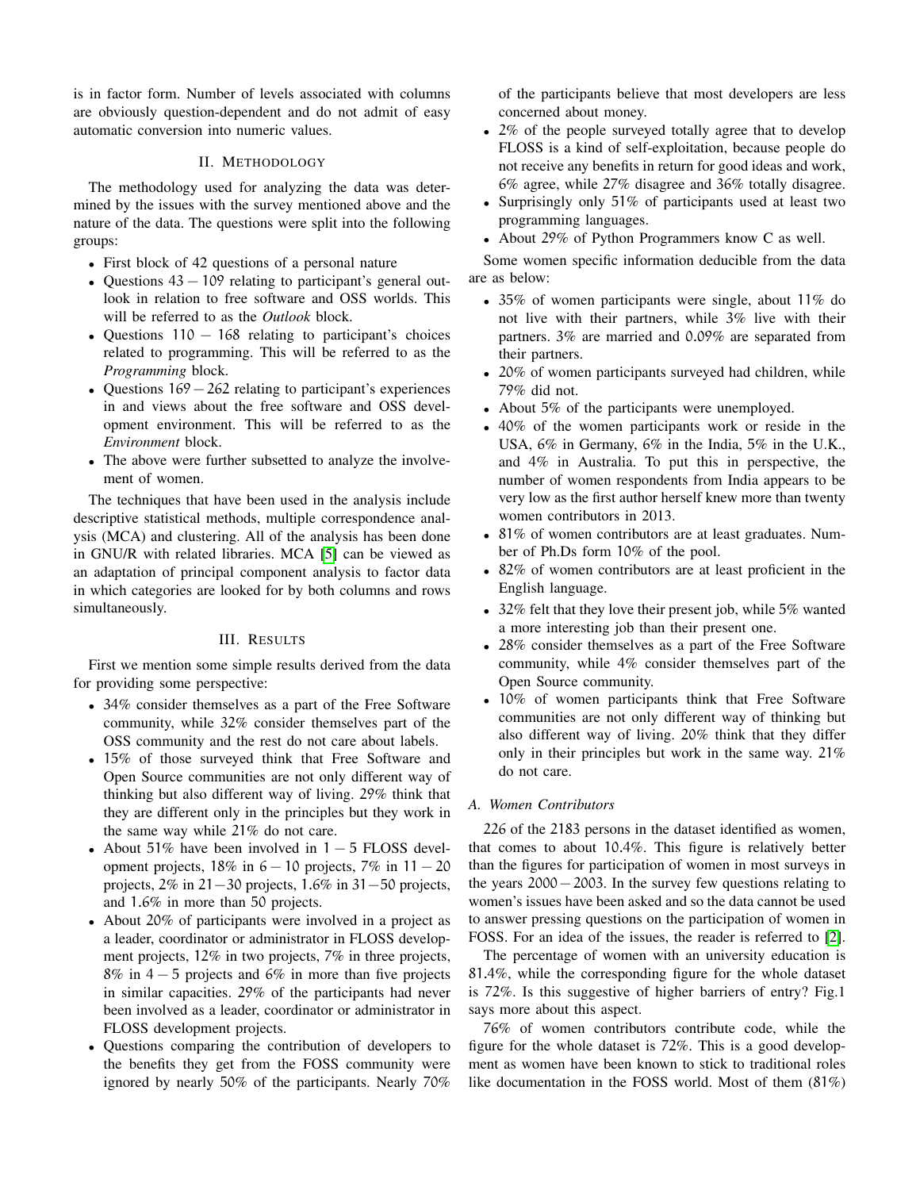is in factor form. Number of levels associated with columns are obviously question-dependent and do not admit of easy automatic conversion into numeric values.

## II. Methodology

The methodology used for analyzing the data was determined by the issues with the survey mentioned above and the nature of the data. The questions were split into the following groups:

- First block of 42 questions of a personal nature
- Questions $43 - 109$ relating to participant's general outlook in relation to free software and OSS worlds. This will be referred to as the *Outlook* block.
- Questions $110 - 168$ relating to participant's choices related to programming. This will be referred to as the *Programming* block.
- Questions $169 - 262$ relating to participant's experiences in and views about the free software and OSS development environment. This will be referred to as the *Environment* block.
- The above were further subsetted to analyze the involvement of women.

The techniques that have been used in the analysis include descriptive statistical methods, multiple correspondence analysis (MCA) and clustering. All of the analysis has been done in GNU/R with related libraries. MCA [5] can be viewed as an adaptation of principal component analysis to factor data in which categories are looked for by both columns and rows simultaneously.

## III. Results

First we mention some simple results derived from the data for providing some perspective:

- 34% consider themselves as a part of the Free Software community, while 32% consider themselves part of the OSS community and the rest do not care about labels.
- 15% of those surveyed think that Free Software and Open Source communities are not only different way of thinking but also different way of living. 29% think that they are different only in the principles but they work in the same way while 21% do not care.
- About 51% have been involved in $1 - 5$ FLOSS development projects, 18% in $6 - 10$ projects, 7% in $11 - 20$ projects, 2% in $21 - 30$ projects, 1.6% in $31 - 50$ projects, and 1.6% in more than 50 projects.
- About 20% of participants were involved in a project as a leader, coordinator or administrator in FLOSS development projects, 12% in two projects, 7% in three projects, 8% in $4 - 5$ projects and 6% in more than five projects in similar capacities. 29% of the participants had never been involved as a leader, coordinator or administrator in FLOSS development projects.
- Questions comparing the contribution of developers to the benefits they get from the FOSS community were ignored by nearly 50% of the participants. Nearly 70% of the participants believe that most developers are less concerned about money.
- 2% of the people surveyed totally agree that to develop FLOSS is a kind of self-exploitation, because people do not receive any benefits in return for good ideas and work, 6% agree, while 27% disagree and 36% totally disagree.
- Surprisingly only 51% of participants used at least two programming languages.
- About 29% of Python Programmers know C as well.

Some women specific information deducible from the data are as below:

- 35% of women participants were single, about 11% do not live with their partners, while 3% live with their partners. 3% are married and 0.09% are separated from their partners.
- 20% of women participants surveyed had children, while 79% did not.
- About 5% of the participants were unemployed.
- 40% of the women participants work or reside in the USA, 6% in Germany, 6% in the India, 5% in the U.K., and 4% in Australia. To put this in perspective, the number of women respondents from India appears to be very low as the first author herself knew more than twenty women contributors in 2013.
- 81% of women contributors are at least graduates. Number of Ph.Ds form 10% of the pool.
- 82% of women contributors are at least proficient in the English language.
- 32% felt that they love their present job, while 5% wanted a more interesting job than their present one.
- 28% consider themselves as a part of the Free Software community, while 4% consider themselves part of the Open Source community.
- 10% of women participants think that Free Software communities are not only different way of thinking but also different way of living. 20% think that they differ only in their principles but work in the same way. 21% do not care.

### A. Women Contributors

226 of the 2183 persons in the dataset identified as women, that comes to about 10.4%. This figure is relatively better than the figures for participation of women in most surveys in the years $2000 - 2003$. In the survey few questions relating to women's issues have been asked and so the data cannot be used to answer pressing questions on the participation of women in FOSS. For an idea of the issues, the reader is referred to [2].

The percentage of women with an university education is 81.4%, while the corresponding figure for the whole dataset is 72%. Is this suggestive of higher barriers of entry? Fig.1 says more about this aspect.

76% of women contributors contribute code, while the figure for the whole dataset is 72%. This is a good development as women have been known to stick to traditional roles like documentation in the FOSS world. Most of them (81%)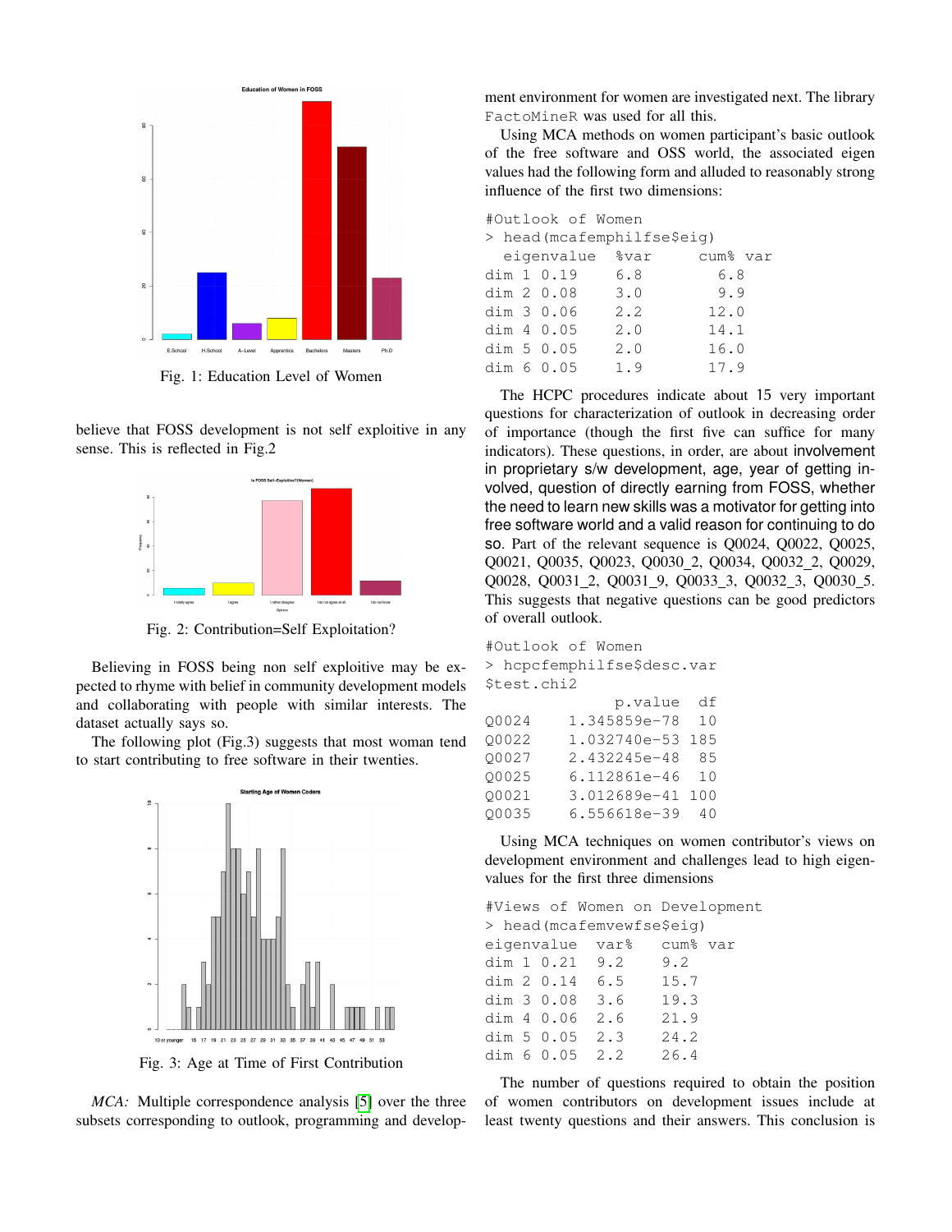Fig. 1: Education Level of Women

believe that FOSS development is not self exploitive in any sense. This is reflected in Fig.2

Fig. 2: Contribution=Self Exploitation?

Believing in FOSS being non self exploitive may be expected to rhyme with belief in community development models and collaborating with people with similar interests. The dataset actually says so.

The following plot (Fig.3) suggests that most woman tend to start contributing to free software in their twenties.

Fig. 3: Age at Time of First Contribution

*MCA:* Multiple correspondence analysis [5] over the three subsets corresponding to outlook, programming and development environment for women are investigated next. The library FactoMineR was used for all this.

Using MCA methods on women participant's basic outlook of the free software and OSS world, the associated eigen values had the following form and alluded to reasonably strong influence of the first two dimensions:

```
#Outlook of Women
> head(mcafemphilfse$eig)
  eigenvalue   %var     cum% var
dim 1 0.19     6.8         6.8
dim 2 0.08     3.0         9.9
dim 3 0.06     2.2        12.0
dim 4 0.05     2.0        14.1
dim 5 0.05     2.0        16.0
dim 6 0.05     1.9        17.9
```

The HCPC procedures indicate about 15 very important questions for characterization of outlook in decreasing order of importance (though the first five can suffice for many indicators). These questions, in order, are about involvement in proprietary s/w development, age, year of getting involved, question of directly earning from FOSS, whether the need to learn new skills was a motivator for getting into free software world and a valid reason for continuing to do so. Part of the relevant sequence is Q0024, Q0022, Q0025, Q0021, Q0035, Q0023, Q0030_2, Q0034, Q0032_2, Q0029, Q0028, Q0031_2, Q0031_9, Q0033_3, Q0032_3, Q0030_5. This suggests that negative questions can be good predictors of overall outlook.

```
#Outlook of Women
> hcpcfemphilfse$desc.var
$test.chi2
               p.value   df
Q0024     1.345859e-78   10
Q0022     1.032740e-53  185
Q0027     2.432245e-48   85
Q0025     6.112861e-46   10
Q0021     3.012689e-41  100
Q0035     6.556618e-39   40
```

Using MCA techniques on women contributor's views on development environment and challenges lead to high eigenvalues for the first three dimensions

```
#Views of Women on Development
> head(mcafemvewfse$eig)
eigenvalue   var%    cum% var
dim 1 0.21   9.2     9.2
dim 2 0.14   6.5     15.7
dim 3 0.08   3.6     19.3
dim 4 0.06   2.6     21.9
dim 5 0.05   2.3     24.2
dim 6 0.05   2.2     26.4
```

The number of questions required to obtain the position of women contributors on development issues include at least twenty questions and their answers. This conclusion is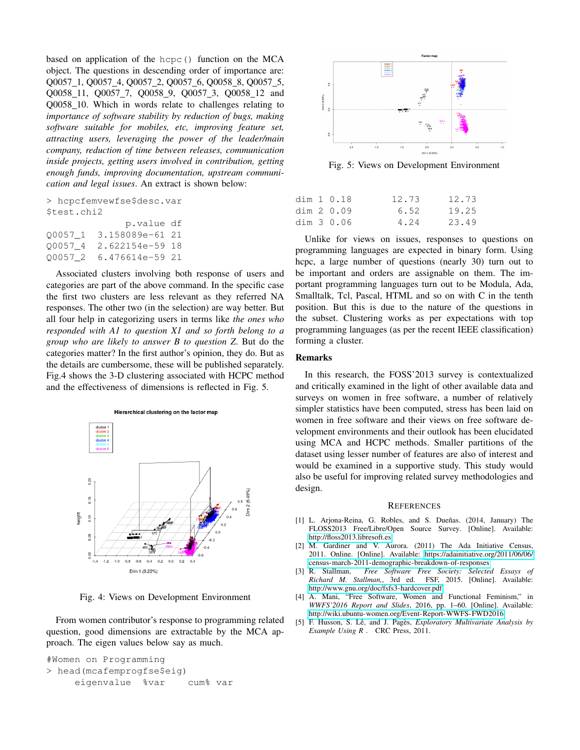based on application of the `hcpc()` function on the MCA object. The questions in descending order of importance are: Q0057_1, Q0057_4, Q0057_2, Q0057_6, Q0058_8, Q0057_5, Q0058_11, Q0057_7, Q0058_9, Q0057_3, Q0058_12 and Q0058_10. Which in words relate to challenges relating to *importance of software stability by reduction of bugs, making software suitable for mobiles, etc, improving feature set, attracting users, leveraging the power of the leader/main company, reduction of time between releases, communication inside projects, getting users involved in contribution, getting enough funds, improving documentation, upstream communication and legal issues*. An extract is shown below:

```
> hcpcfemvewfse$desc.var
$test.chi2
                 p.value df
Q0057_1   3.158089e-61 21
Q0057_4   2.622154e-59 18
Q0057_2   6.476614e-59 21
```

Associated clusters involving both response of users and categories are part of the above command. In the specific case the first two clusters are less relevant as they referred NA responses. The other two (in the selection) are way better. But all four help in categorizing users in terms like *the ones who responded with A1 to question X1 and so forth belong to a group who are likely to answer B to question Z*. But do the categories matter? In the first author's opinion, they do. But as the details are cumbersome, these will be published separately. Fig.4 shows the 3-D clustering associated with HCPC method and the effectiveness of dimensions is reflected in Fig. 5.

Hierarchical clustering on the factor map

cluster 1
cluster 2
cluster 3
cluster 4
cluster 5
cluster 6

height

Dim 1 (9.23%)

Dim 2 (6.49%)

Fig. 4: Views on Development Environment

From women contributor's response to programming related question, good dimensions are extractable by the MCA approach. The eigen values below say as much.

```
#Women on Programming
> head(mcafemprogfse$eig)
      eigenvalue  %var    cum% var
dim 1 0.18        12.73      12.73
dim 2 0.09         6.52      19.25
dim 3 0.06         4.24      23.49
```

Factor map

Dim 1 (9.23%)

Dim 2 (6.49%)

Fig. 5: Views on Development Environment

Unlike for views on issues, responses to questions on programming languages are expected in binary form. Using hcpc, a large number of questions (nearly 30) turn out to be important and orders are assignable on them. The important programming languages turn out to be Modula, Ada, Smalltalk, Tcl, Pascal, HTML and so on with C in the tenth position. But this is due to the nature of the questions in the subset. Clustering works as per expectations with top programming languages (as per the recent IEEE classification) forming a cluster.

## Remarks

In this research, the FOSS'2013 survey is contextualized and critically examined in the light of other available data and surveys on women in free software, a number of relatively simpler statistics have been computed, stress has been laid on women in free software and their views on free software development environments and their outlook has been elucidated using MCA and HCPC methods. Smaller partitions of the dataset using lesser number of features are also of interest and would be examined in a supportive study. This study would also be useful for improving related survey methodologies and design.

## References

[1] L. Arjona-Reina, G. Robles, and S. Dueñas. (2014, January) The FLOSS2013 Free/Libre/Open Source Survey. [Online]. Available: http://floss2013.libresoft.es

[2] M. Gardiner and V. Aurora. (2011) The Ada Initiative Census, 2011. Online. [Online]. Available: https://adainitiative.org/2011/06/06/census-march-2011-demographic-breakdown-of-responses

[3] R. Stallman, *Free Software Free Society: Selected Essays of Richard M. Stallman,*, 3rd ed. FSF, 2015. [Online]. Available: http://www.gnu.org/doc/fsfs3-hardcover.pdf

[4] A. Mani, "Free Software, Women and Functional Feminism," in *WWFS'2016 Report and Slides*, 2016, pp. 1–60. [Online]. Available: http://wiki.ubuntu-women.org/Event-Report-WWFS-FWD2016

[5] F. Husson, S. Lê, and J. Pagès, *Exploratory Multivariate Analysis by Example Using R* . CRC Press, 2011.